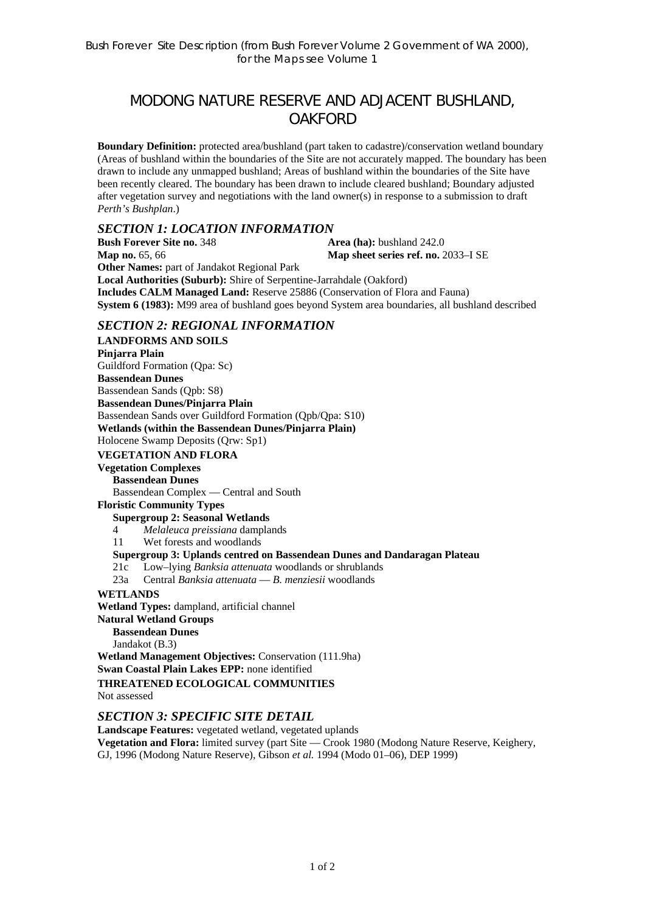Bush Forever Site Description (from Bush Forever Volume 2 Government of WA 2000), for the Maps see Volume 1

# MODONG NATURE RESERVE AND ADJACENT BUSHLAND, OAKFORD

**Boundary Definition:** protected area/bushland (part taken to cadastre)/conservation wetland boundary (Areas of bushland within the boundaries of the Site are not accurately mapped. The boundary has been drawn to include any unmapped bushland; Areas of bushland within the boundaries of the Site have been recently cleared. The boundary has been drawn to include cleared bushland; Boundary adjusted after vegetation survey and negotiations with the land owner(s) in response to a submission to draft *Perth's Bushplan*.)

## *SECTION 1: LOCATION INFORMATION*

**Bush Forever Site no.** 348
**Area (ha):** bushland 242.0
**Map no.** 65, 66
**Map sheet series ref. no.** 2033–I SE
**Other Names:** part of Jandakot Regional Park
**Local Authorities (Suburb):** Shire of Serpentine-Jarrahdale (Oakford)
**Includes CALM Managed Land:** Reserve 25886 (Conservation of Flora and Fauna)
**System 6 (1983):** M99 area of bushland goes beyond System area boundaries, all bushland described

## *SECTION 2: REGIONAL INFORMATION*

**LANDFORMS AND SOILS**

**Pinjarra Plain**
Guildford Formation (Qpa: Sc)

**Bassendean Dunes**
Bassendean Sands (Qpb: S8)

**Bassendean Dunes/Pinjarra Plain**
Bassendean Sands over Guildford Formation (Qpb/Qpa: S10)

**Wetlands (within the Bassendean Dunes/Pinjarra Plain)**
Holocene Swamp Deposits (Qrw: Sp1)

**VEGETATION AND FLORA**

**Vegetation Complexes**

**Bassendean Dunes**
Bassendean Complex — Central and South

**Floristic Community Types**

**Supergroup 2: Seasonal Wetlands**
- 4 *Melaleuca preissiana* damplands
- 11 Wet forests and woodlands

**Supergroup 3: Uplands centred on Bassendean Dunes and Dandaragan Plateau**
- 21c Low–lying *Banksia attenuata* woodlands or shrublands
- 23a Central *Banksia attenuata* — *B. menziesii* woodlands

**WETLANDS**

**Wetland Types:** dampland, artificial channel

**Natural Wetland Groups**

**Bassendean Dunes**
Jandakot (B.3)

**Wetland Management Objectives:** Conservation (111.9ha)

**Swan Coastal Plain Lakes EPP:** none identified

**THREATENED ECOLOGICAL COMMUNITIES**

Not assessed

## *SECTION 3: SPECIFIC SITE DETAIL*

**Landscape Features:** vegetated wetland, vegetated uplands

**Vegetation and Flora:** limited survey (part Site — Crook 1980 (Modong Nature Reserve, Keighery, GJ, 1996 (Modong Nature Reserve), Gibson *et al.* 1994 (Modo 01–06), DEP 1999)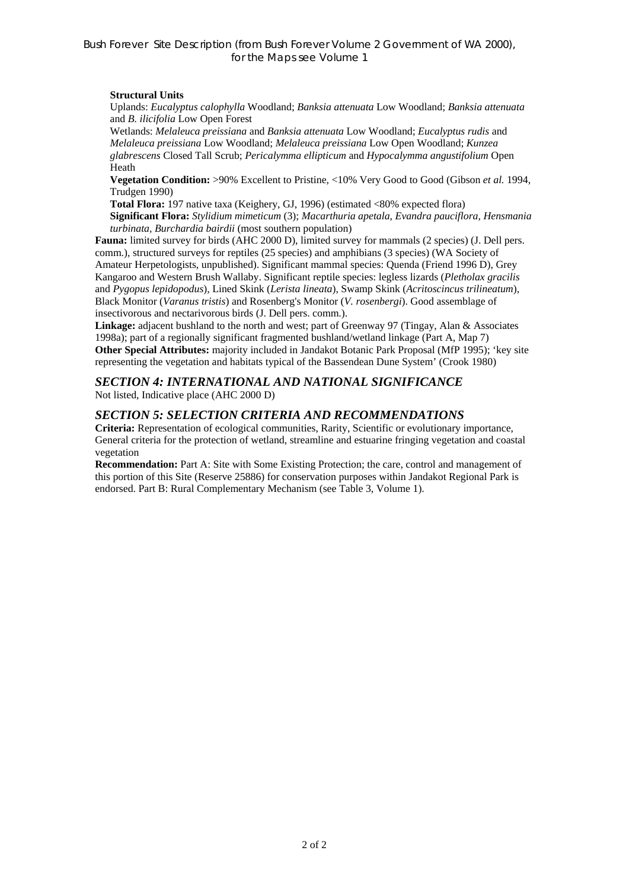**Structural Units**

Uplands: *Eucalyptus calophylla* Woodland; *Banksia attenuata* Low Woodland; *Banksia attenuata* and *B. ilicifolia* Low Open Forest

Wetlands: *Melaleuca preissiana* and *Banksia attenuata* Low Woodland; *Eucalyptus rudis* and *Melaleuca preissiana* Low Woodland; *Melaleuca preissiana* Low Open Woodland; *Kunzea glabrescens* Closed Tall Scrub; *Pericalymma ellipticum* and *Hypocalymma angustifolium* Open Heath

**Vegetation Condition:** >90% Excellent to Pristine, <10% Very Good to Good (Gibson *et al.* 1994, Trudgen 1990)

**Total Flora:** 197 native taxa (Keighery, GJ, 1996) (estimated <80% expected flora)

**Significant Flora:** *Stylidium mimeticum* (3); *Macarthuria apetala, Evandra pauciflora, Hensmania turbinata, Burchardia bairdii* (most southern population)

**Fauna:** limited survey for birds (AHC 2000 D), limited survey for mammals (2 species) (J. Dell pers. comm.), structured surveys for reptiles (25 species) and amphibians (3 species) (WA Society of Amateur Herpetologists, unpublished). Significant mammal species: Quenda (Friend 1996 D), Grey Kangaroo and Western Brush Wallaby. Significant reptile species: legless lizards (*Pletholax gracilis* and *Pygopus lepidopodus*), Lined Skink (*Lerista lineata*), Swamp Skink (*Acritoscincus trilineatum*), Black Monitor (*Varanus tristis*) and Rosenberg's Monitor (*V. rosenbergi*). Good assemblage of insectivorous and nectarivorous birds (J. Dell pers. comm.).

**Linkage:** adjacent bushland to the north and west; part of Greenway 97 (Tingay, Alan & Associates 1998a); part of a regionally significant fragmented bushland/wetland linkage (Part A, Map 7)

**Other Special Attributes:** majority included in Jandakot Botanic Park Proposal (MfP 1995); 'key site representing the vegetation and habitats typical of the Bassendean Dune System' (Crook 1980)

## *SECTION 4: INTERNATIONAL AND NATIONAL SIGNIFICANCE*

Not listed, Indicative place (AHC 2000 D)

## *SECTION 5: SELECTION CRITERIA AND RECOMMENDATIONS*

**Criteria:** Representation of ecological communities, Rarity, Scientific or evolutionary importance, General criteria for the protection of wetland, streamline and estuarine fringing vegetation and coastal vegetation

**Recommendation:** Part A: Site with Some Existing Protection; the care, control and management of this portion of this Site (Reserve 25886) for conservation purposes within Jandakot Regional Park is endorsed. Part B: Rural Complementary Mechanism (see Table 3, Volume 1).